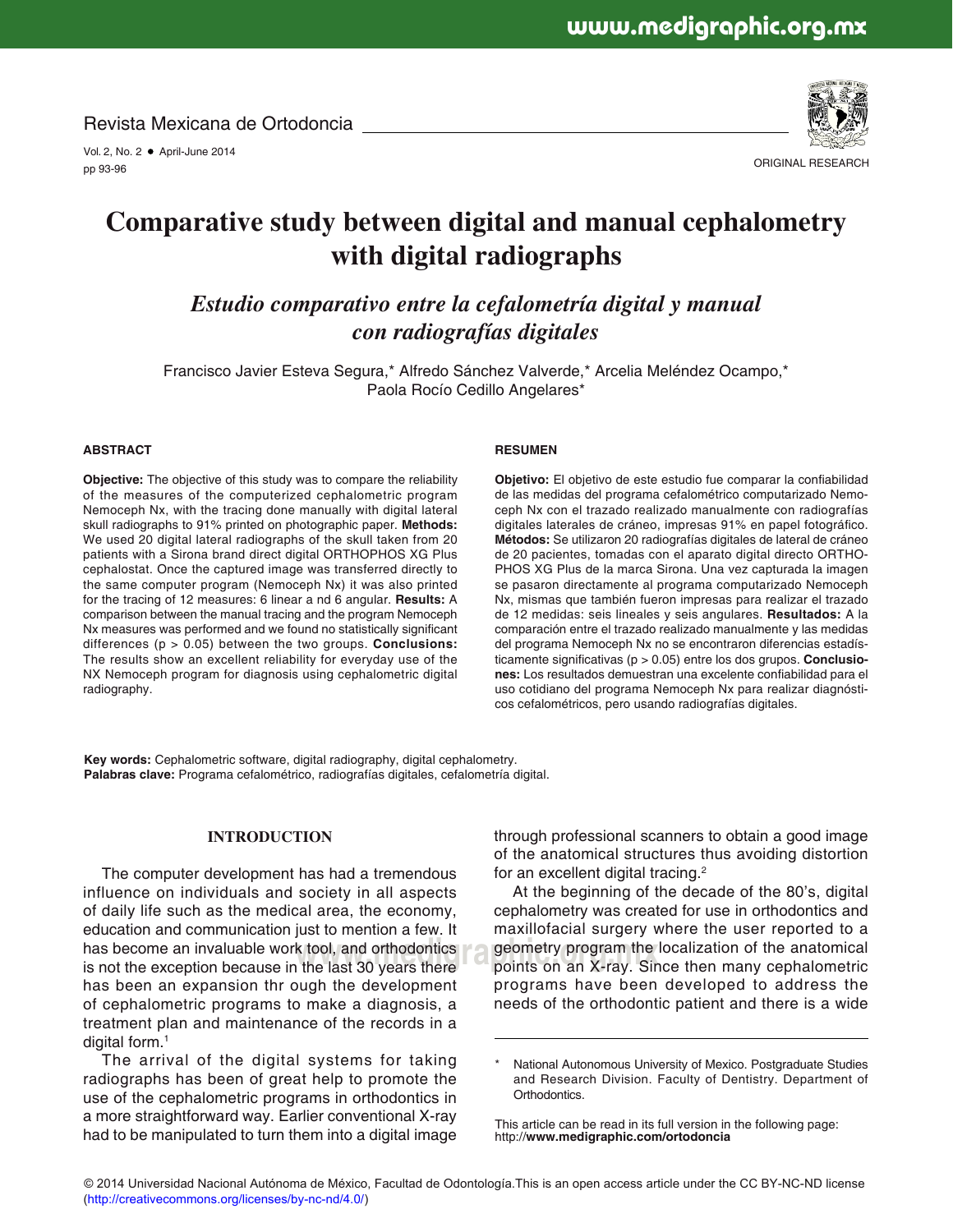ORIGINAL RESEARCH

# Comparative study between digital and manual cephalometry with digital radiographs

## *Estudio comparativo entre la cefalometría digital y manual con radiografías digitales*

Francisco Javier Esteva Segura,* Alfredo Sánchez Valverde,* Arcelia Meléndez Ocampo,* Paola Rocío Cedillo Angelares*

### ABSTRACT

**Objective:** The objective of this study was to compare the reliability of the measures of the computerized cephalometric program Nemoceph Nx, with the tracing done manually with digital lateral skull radiographs to 91% printed on photographic paper. **Methods:** We used 20 digital lateral radiographs of the skull taken from 20 patients with a Sirona brand direct digital ORTHOPHOS XG Plus cephalostat. Once the captured image was transferred directly to the same computer program (Nemoceph Nx) it was also printed for the tracing of 12 measures: 6 linear a nd 6 angular. **Results:** A comparison between the manual tracing and the program Nemoceph Nx measures was performed and we found no statistically significant differences ($p > 0.05$) between the two groups. **Conclusions:** The results show an excellent reliability for everyday use of the NX Nemoceph program for diagnosis using cephalometric digital radiography.

### RESUMEN

**Objetivo:** El objetivo de este estudio fue comparar la confiabilidad de las medidas del programa cefalométrico computarizado Nemoceph Nx con el trazado realizado manualmente con radiografías digitales laterales de cráneo, impresas 91% en papel fotográfico. **Métodos:** Se utilizaron 20 radiografías digitales de lateral de cráneo de 20 pacientes, tomadas con el aparato digital directo ORTHOPHOS XG Plus de la marca Sirona. Una vez capturada la imagen se pasaron directamente al programa computarizado Nemoceph Nx, mismas que también fueron impresas para realizar el trazado de 12 medidas: seis lineales y seis angulares. **Resultados:** A la comparación entre el trazado realizado manualmente y las medidas del programa Nemoceph Nx no se encontraron diferencias estadísticamente significativas ($p > 0.05$) entre los dos grupos. **Conclusiones:** Los resultados demuestran una excelente confiabilidad para el uso cotidiano del programa Nemoceph Nx para realizar diagnósticos cefalométricos, pero usando radiografías digitales.

**Key words:** Cephalometric software, digital radiography, digital cephalometry.
**Palabras clave:** Programa cefalométrico, radiografías digitales, cefalometría digital.

## INTRODUCTION

The computer development has had a tremendous influence on individuals and society in all aspects of daily life such as the medical area, the economy, education and communication just to mention a few. It has become an invaluable work tool, and orthodontics is not the exception because in the last 30 years there has been an expansion thr ough the development of cephalometric programs to make a diagnosis, a treatment plan and maintenance of the records in a digital form.[1]

The arrival of the digital systems for taking radiographs has been of great help to promote the use of the cephalometric programs in orthodontics in a more straightforward way. Earlier conventional X-ray had to be manipulated to turn them into a digital image through professional scanners to obtain a good image of the anatomical structures thus avoiding distortion for an excellent digital tracing.[2]

At the beginning of the decade of the 80's, digital cephalometry was created for use in orthodontics and maxillofacial surgery where the user reported to a geometry program the localization of the anatomical points on an X-ray. Since then many cephalometric programs have been developed to address the needs of the orthodontic patient and there is a wide

\* National Autonomous University of Mexico. Postgraduate Studies and Research Division. Faculty of Dentistry. Department of Orthodontics.

This article can be read in its full version in the following page: http://**www.medigraphic.com/ortodoncia**

© 2014 Universidad Nacional Autónoma de México, Facultad de Odontología.This is an open access article under the CC BY-NC-ND license (http://creativecommons.org/licenses/by-nc-nd/4.0/)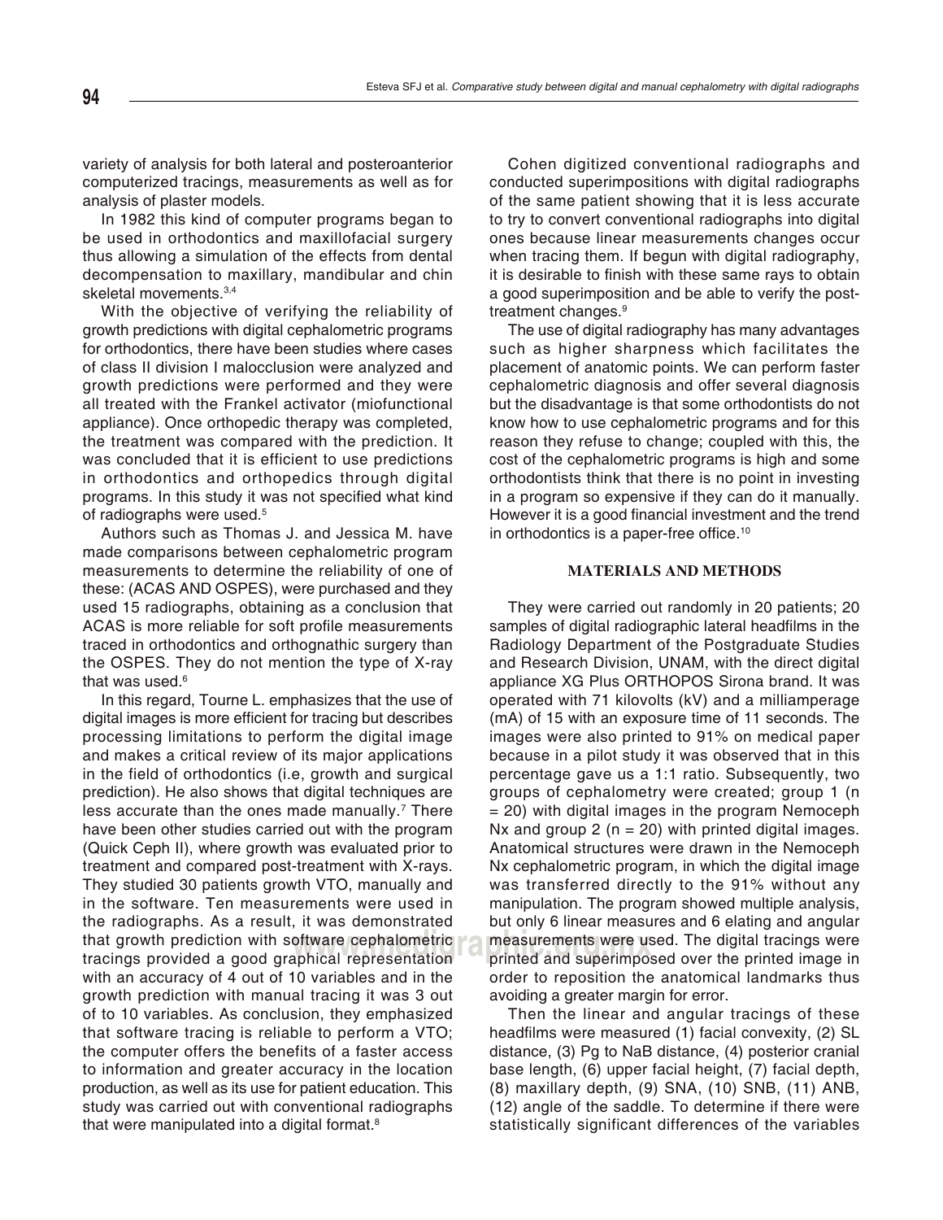variety of analysis for both lateral and posteroanterior computerized tracings, measurements as well as for analysis of plaster models.

In 1982 this kind of computer programs began to be used in orthodontics and maxillofacial surgery thus allowing a simulation of the effects from dental decompensation to maxillary, mandibular and chin skeletal movements.[3,4]

With the objective of verifying the reliability of growth predictions with digital cephalometric programs for orthodontics, there have been studies where cases of class II division I malocclusion were analyzed and growth predictions were performed and they were all treated with the Frankel activator (miofunctional appliance). Once orthopedic therapy was completed, the treatment was compared with the prediction. It was concluded that it is efficient to use predictions in orthodontics and orthopedics through digital programs. In this study it was not specified what kind of radiographs were used.[5]

Authors such as Thomas J. and Jessica M. have made comparisons between cephalometric program measurements to determine the reliability of one of these: (ACAS AND OSPES), were purchased and they used 15 radiographs, obtaining as a conclusion that ACAS is more reliable for soft profile measurements traced in orthodontics and orthognathic surgery than the OSPES. They do not mention the type of X-ray that was used.[6]

In this regard, Tourne L. emphasizes that the use of digital images is more efficient for tracing but describes processing limitations to perform the digital image and makes a critical review of its major applications in the field of orthodontics (i.e, growth and surgical prediction). He also shows that digital techniques are less accurate than the ones made manually.[7] There have been other studies carried out with the program (Quick Ceph II), where growth was evaluated prior to treatment and compared post-treatment with X-rays. They studied 30 patients growth VTO, manually and in the software. Ten measurements were used in the radiographs. As a result, it was demonstrated that growth prediction with software cephalometric tracings provided a good graphical representation with an accuracy of 4 out of 10 variables and in the growth prediction with manual tracing it was 3 out of to 10 variables. As conclusion, they emphasized that software tracing is reliable to perform a VTO; the computer offers the benefits of a faster access to information and greater accuracy in the location production, as well as its use for patient education. This study was carried out with conventional radiographs that were manipulated into a digital format.[8]

Cohen digitized conventional radiographs and conducted superimpositions with digital radiographs of the same patient showing that it is less accurate to try to convert conventional radiographs into digital ones because linear measurements changes occur when tracing them. If begun with digital radiography, it is desirable to finish with these same rays to obtain a good superimposition and be able to verify the post-treatment changes.[9]

The use of digital radiography has many advantages such as higher sharpness which facilitates the placement of anatomic points. We can perform faster cephalometric diagnosis and offer several diagnosis but the disadvantage is that some orthodontists do not know how to use cephalometric programs and for this reason they refuse to change; coupled with this, the cost of the cephalometric programs is high and some orthodontists think that there is no point in investing in a program so expensive if they can do it manually. However it is a good financial investment and the trend in orthodontics is a paper-free office.[10]

## MATERIALS AND METHODS

They were carried out randomly in 20 patients; 20 samples of digital radiographic lateral headfilms in the Radiology Department of the Postgraduate Studies and Research Division, UNAM, with the direct digital appliance XG Plus ORTHOPOS Sirona brand. It was operated with 71 kilovolts (kV) and a milliamperage (mA) of 15 with an exposure time of 11 seconds. The images were also printed to 91% on medical paper because in a pilot study it was observed that in this percentage gave us a 1:1 ratio. Subsequently, two groups of cephalometry were created; group 1 (n = 20) with digital images in the program Nemoceph Nx and group 2 (n = 20) with printed digital images. Anatomical structures were drawn in the Nemoceph Nx cephalometric program, in which the digital image was transferred directly to the 91% without any manipulation. The program showed multiple analysis, but only 6 linear measures and 6 elating and angular measurements were used. The digital tracings were printed and superimposed over the printed image in order to reposition the anatomical landmarks thus avoiding a greater margin for error.

Then the linear and angular tracings of these headfilms were measured (1) facial convexity, (2) SL distance, (3) Pg to NaB distance, (4) posterior cranial base length, (6) upper facial height, (7) facial depth, (8) maxillary depth, (9) SNA, (10) SNB, (11) ANB, (12) angle of the saddle. To determine if there were statistically significant differences of the variables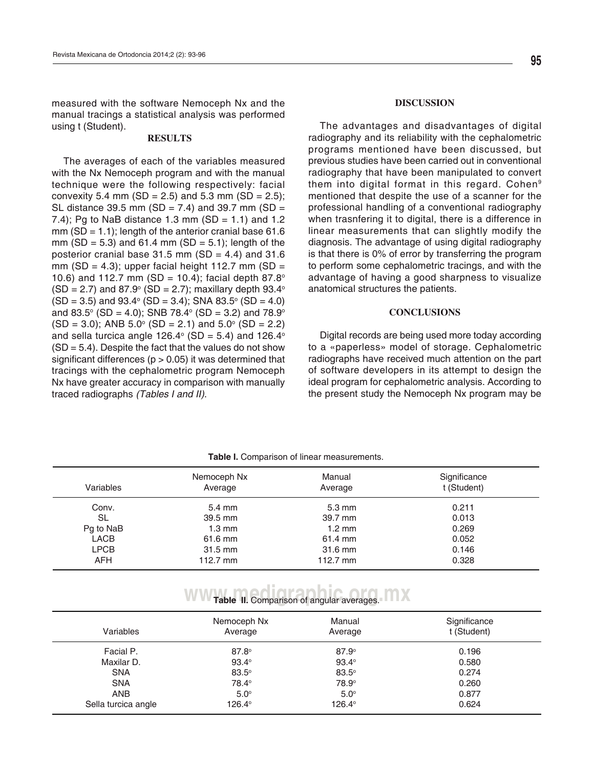measured with the software Nemoceph Nx and the manual tracings a statistical analysis was performed using t (Student).

## RESULTS

The averages of each of the variables measured with the Nx Nemoceph program and with the manual technique were the following respectively: facial convexity 5.4 mm (SD = 2.5) and 5.3 mm (SD = 2.5); SL distance 39.5 mm (SD = 7.4) and 39.7 mm (SD = 7.4); Pg to NaB distance 1.3 mm (SD = 1.1) and 1.2 mm (SD = 1.1); length of the anterior cranial base 61.6 mm (SD = 5.3) and 61.4 mm (SD = 5.1); length of the posterior cranial base 31.5 mm (SD = 4.4) and 31.6 mm (SD = 4.3); upper facial height 112.7 mm (SD = 10.6) and 112.7 mm (SD = 10.4); facial depth 87.8° (SD = 2.7) and 87.9° (SD = 2.7); maxillary depth 93.4° (SD = 3.5) and 93.4° (SD = 3.4); SNA 83.5° (SD = 4.0) and 83.5° (SD = 4.0); SNB 78.4° (SD = 3.2) and 78.9° (SD = 3.0); ANB 5.0° (SD = 2.1) and 5.0° (SD = 2.2) and sella turcica angle 126.4° (SD = 5.4) and 126.4° (SD = 5.4). Despite the fact that the values do not show significant differences ($p > 0.05$) it was determined that tracings with the cephalometric program Nemoceph Nx have greater accuracy in comparison with manually traced radiographs *(Tables I and II)*.

## DISCUSSION

The advantages and disadvantages of digital radiography and its reliability with the cephalometric programs mentioned have been discussed, but previous studies have been carried out in conventional radiography that have been manipulated to convert them into digital format in this regard. Cohen[9] mentioned that despite the use of a scanner for the professional handling of a conventional radiography when trasnfering it to digital, there is a difference in linear measurements that can slightly modify the diagnosis. The advantage of using digital radiography is that there is 0% of error by transferring the program to perform some cephalometric tracings, and with the advantage of having a good sharpness to visualize anatomical structures the patients.

## CONCLUSIONS

Digital records are being used more today according to a «paperless» model of storage. Cephalometric radiographs have received much attention on the part of software developers in its attempt to design the ideal program for cephalometric analysis. According to the present study the Nemoceph Nx program may be

**Table I.** Comparison of linear measurements.

| Variables | Nemoceph Nx Average | Manual Average | Significance t (Student) |
|---|---|---|---|
| Conv. | 5.4 mm | 5.3 mm | 0.211 |
| SL | 39.5 mm | 39.7 mm | 0.013 |
| Pg to NaB | 1.3 mm | 1.2 mm | 0.269 |
| LACB | 61.6 mm | 61.4 mm | 0.052 |
| LPCB | 31.5 mm | 31.6 mm | 0.146 |
| AFH | 112.7 mm | 112.7 mm | 0.328 |

**Table II.** Comparison of angular averages.

| Variables | Nemoceph Nx Average | Manual Average | Significance t (Student) |
|---|---|---|---|
| Facial P. | 87.8° | 87.9° | 0.196 |
| Maxilar D. | 93.4° | 93.4° | 0.580 |
| SNA | 83.5° | 83.5° | 0.274 |
| SNA | 78.4° | 78.9° | 0.260 |
| ANB | 5.0° | 5.0° | 0.877 |
| Sella turcica angle | 126.4° | 126.4° | 0.624 |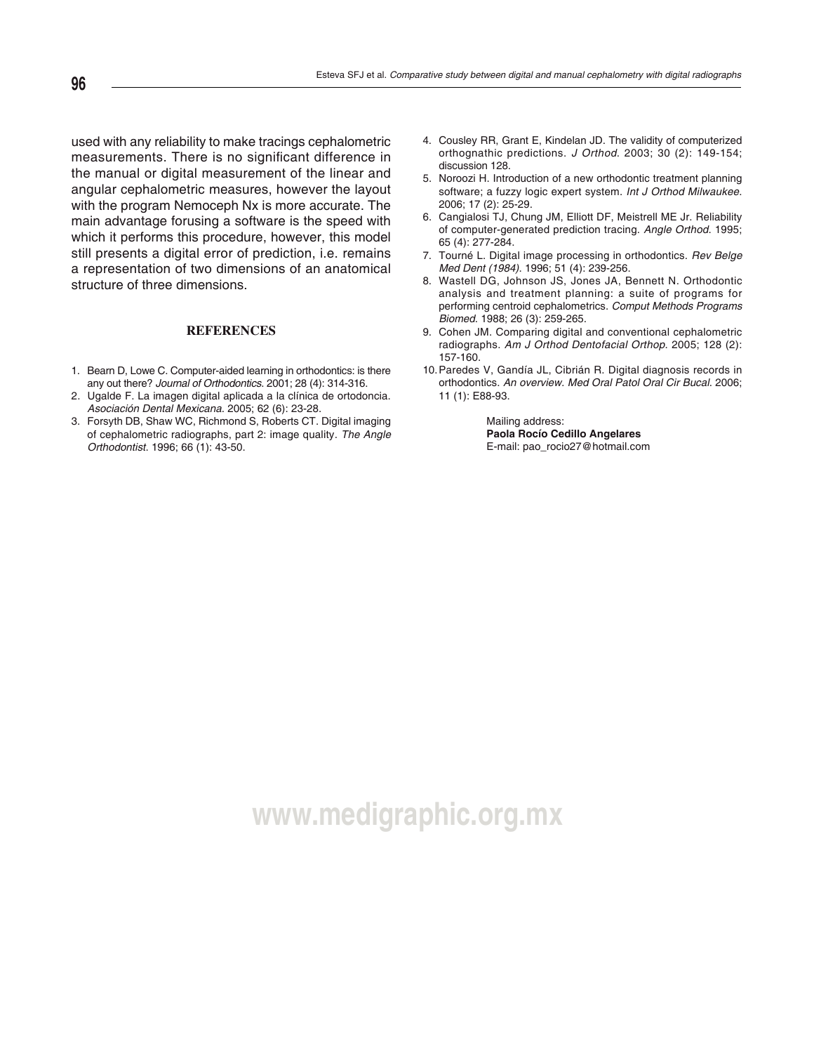used with any reliability to make tracings cephalometric measurements. There is no significant difference in the manual or digital measurement of the linear and angular cephalometric measures, however the layout with the program Nemoceph Nx is more accurate. The main advantage forusing a software is the speed with which it performs this procedure, however, this model still presents a digital error of prediction, i.e. remains a representation of two dimensions of an anatomical structure of three dimensions.

## REFERENCES

1. Bearn D, Lowe C. Computer-aided learning in orthodontics: is there any out there? *Journal of Orthodontics*. 2001; 28 (4): 314-316.
2. Ugalde F. La imagen digital aplicada a la clínica de ortodoncia. *Asociación Dental Mexicana*. 2005; 62 (6): 23-28.
3. Forsyth DB, Shaw WC, Richmond S, Roberts CT. Digital imaging of cephalometric radiographs, part 2: image quality. *The Angle Orthodontist*. 1996; 66 (1): 43-50.
4. Cousley RR, Grant E, Kindelan JD. The validity of computerized orthognathic predictions. *J Orthod*. 2003; 30 (2): 149-154; discussion 128.
5. Noroozi H. Introduction of a new orthodontic treatment planning software; a fuzzy logic expert system. *Int J Orthod Milwaukee*. 2006; 17 (2): 25-29.
6. Cangialosi TJ, Chung JM, Elliott DF, Meistrell ME Jr. Reliability of computer-generated prediction tracing. *Angle Orthod*. 1995; 65 (4): 277-284.
7. Tourné L. Digital image processing in orthodontics. *Rev Belge Med Dent (1984)*. 1996; 51 (4): 239-256.
8. Wastell DG, Johnson JS, Jones JA, Bennett N. Orthodontic analysis and treatment planning: a suite of programs for performing centroid cephalometrics. *Comput Methods Programs Biomed*. 1988; 26 (3): 259-265.
9. Cohen JM. Comparing digital and conventional cephalometric radiographs. *Am J Orthod Dentofacial Orthop*. 2005; 128 (2): 157-160.
10. Paredes V, Gandía JL, Cibrián R. Digital diagnosis records in orthodontics. *An overview. Med Oral Patol Oral Cir Bucal*. 2006; 11 (1): E88-93.

Mailing address:
**Paola Rocío Cedillo Angelares**
E-mail: pao_rocio27@hotmail.com

www.medigraphic.org.mx